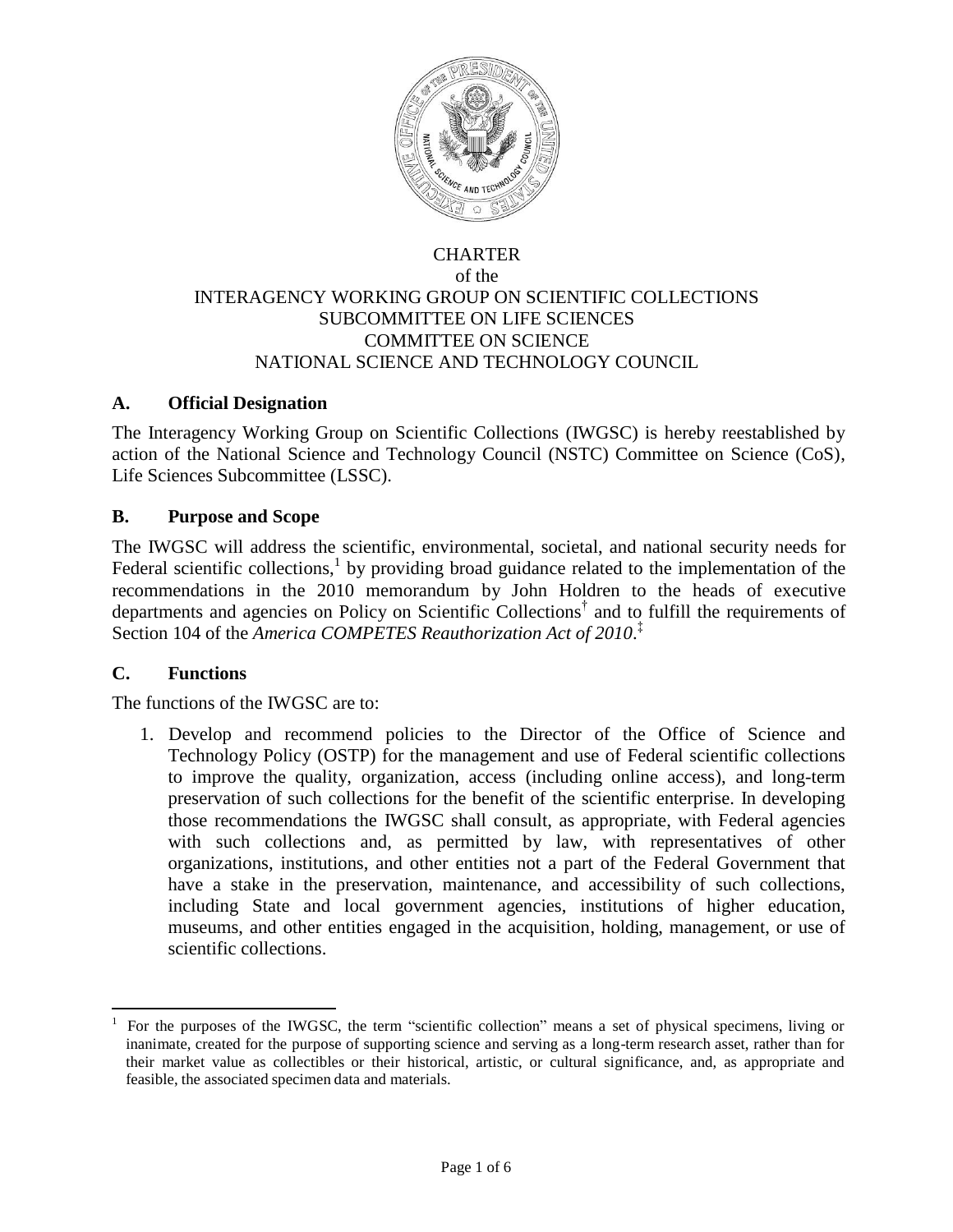# CHARTER
of the
INTERAGENCY WORKING GROUP ON SCIENTIFIC COLLECTIONS
SUBCOMMITTEE ON LIFE SCIENCES
COMMITTEE ON SCIENCE
NATIONAL SCIENCE AND TECHNOLOGY COUNCIL

## A. Official Designation

The Interagency Working Group on Scientific Collections (IWGSC) is hereby reestablished by action of the National Science and Technology Council (NSTC) Committee on Science (CoS), Life Sciences Subcommittee (LSSC).

## B. Purpose and Scope

The IWGSC will address the scientific, environmental, societal, and national security needs for Federal scientific collections,[1] by providing broad guidance related to the implementation of the recommendations in the 2010 memorandum by John Holdren to the heads of executive departments and agencies on Policy on Scientific Collections[†] and to fulfill the requirements of Section 104 of the *America COMPETES Reauthorization Act of 2010*.[‡]

## C. Functions

The functions of the IWGSC are to:

1. Develop and recommend policies to the Director of the Office of Science and Technology Policy (OSTP) for the management and use of Federal scientific collections to improve the quality, organization, access (including online access), and long-term preservation of such collections for the benefit of the scientific enterprise. In developing those recommendations the IWGSC shall consult, as appropriate, with Federal agencies with such collections and, as permitted by law, with representatives of other organizations, institutions, and other entities not a part of the Federal Government that have a stake in the preservation, maintenance, and accessibility of such collections, including State and local government agencies, institutions of higher education, museums, and other entities engaged in the acquisition, holding, management, or use of scientific collections.

---

[1] For the purposes of the IWGSC, the term "scientific collection" means a set of physical specimens, living or inanimate, created for the purpose of supporting science and serving as a long-term research asset, rather than for their market value as collectibles or their historical, artistic, or cultural significance, and, as appropriate and feasible, the associated specimen data and materials.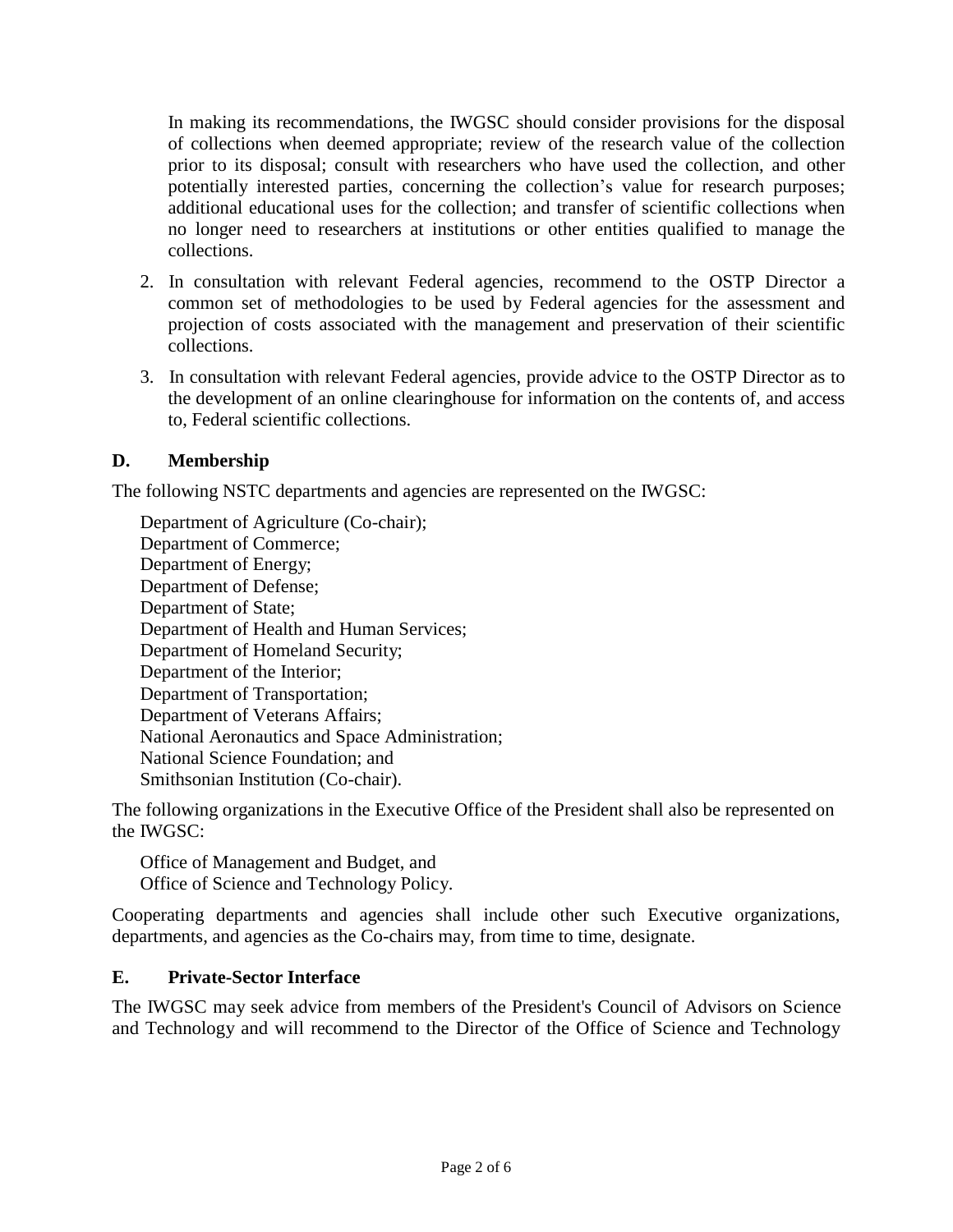In making its recommendations, the IWGSC should consider provisions for the disposal of collections when deemed appropriate; review of the research value of the collection prior to its disposal; consult with researchers who have used the collection, and other potentially interested parties, concerning the collection's value for research purposes; additional educational uses for the collection; and transfer of scientific collections when no longer need to researchers at institutions or other entities qualified to manage the collections.

2. In consultation with relevant Federal agencies, recommend to the OSTP Director a common set of methodologies to be used by Federal agencies for the assessment and projection of costs associated with the management and preservation of their scientific collections.

3. In consultation with relevant Federal agencies, provide advice to the OSTP Director as to the development of an online clearinghouse for information on the contents of, and access to, Federal scientific collections.

## D. Membership

The following NSTC departments and agencies are represented on the IWGSC:

Department of Agriculture (Co-chair);
Department of Commerce;
Department of Energy;
Department of Defense;
Department of State;
Department of Health and Human Services;
Department of Homeland Security;
Department of the Interior;
Department of Transportation;
Department of Veterans Affairs;
National Aeronautics and Space Administration;
National Science Foundation; and
Smithsonian Institution (Co-chair).

The following organizations in the Executive Office of the President shall also be represented on the IWGSC:

Office of Management and Budget, and
Office of Science and Technology Policy.

Cooperating departments and agencies shall include other such Executive organizations, departments, and agencies as the Co-chairs may, from time to time, designate.

## E. Private-Sector Interface

The IWGSC may seek advice from members of the President's Council of Advisors on Science and Technology and will recommend to the Director of the Office of Science and Technology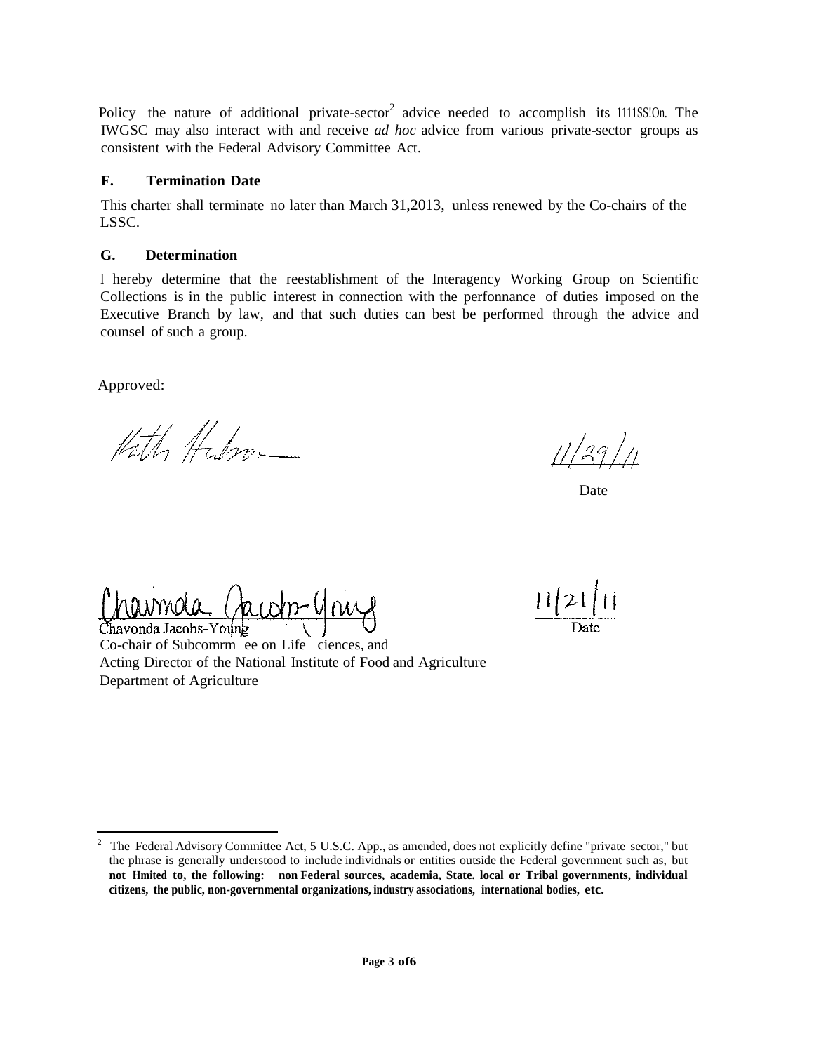Policy the nature of additional private-sector[2] advice needed to accomplish its 1111SS!On. The IWGSC may also interact with and receive *ad hoc* advice from various private-sector groups as consistent with the Federal Advisory Committee Act.

## F. Termination Date

This charter shall terminate no later than March 31,2013, unless renewed by the Co-chairs of the LSSC.

## G. Determination

I hereby determine that the reestablishment of the Interagency Working Group on Scientific Collections is in the public interest in connection with the perfonnance of duties imposed on the Executive Branch by law, and that such duties can best be performed through the advice and counsel of such a group.

Approved:

Kathy Hudson

11/29/11

Date

Chavonda Jacobs-Young

Chavonda Jacobs-Young
Co-chair of Subcomrm ee on Life ciences, and
Acting Director of the National Institute of Food and Agriculture
Department of Agriculture

11/21/11

Date

---

[2] The Federal Advisory Committee Act, 5 U.S.C. App., as amended, does not explicitly define "private sector," but the phrase is generally understood to include individnals or entities outside the Federal govermnent such as, but **not Hmited to, the following: non Federal sources, academia, State. local or Tribal governments, individual citizens, the public, non-governmental organizations, industry associations, international bodies, etc.**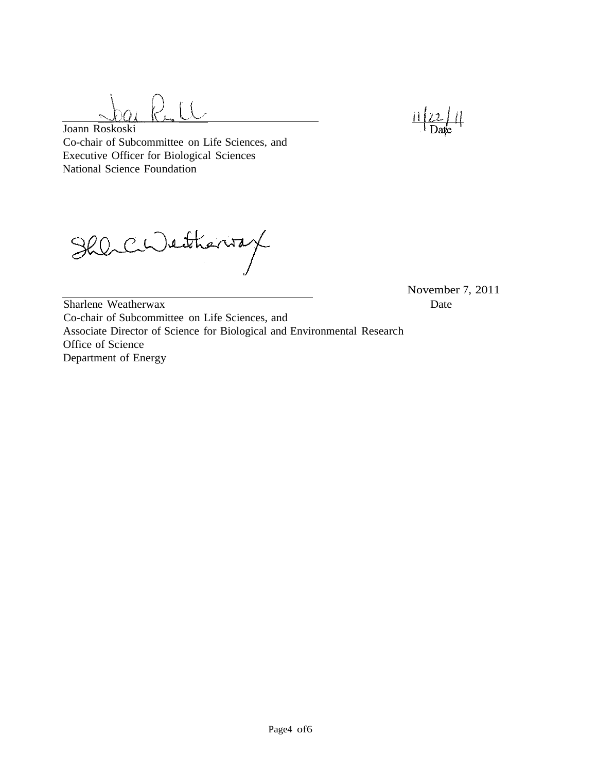Joann Roskoski
Co-chair of Subcommittee on Life Sciences, and
Executive Officer for Biological Sciences
National Science Foundation

11/22/11
Date

Sharlene Weatherwax
Co-chair of Subcommittee on Life Sciences, and
Associate Director of Science for Biological and Environmental Research
Office of Science
Department of Energy

November 7, 2011
Date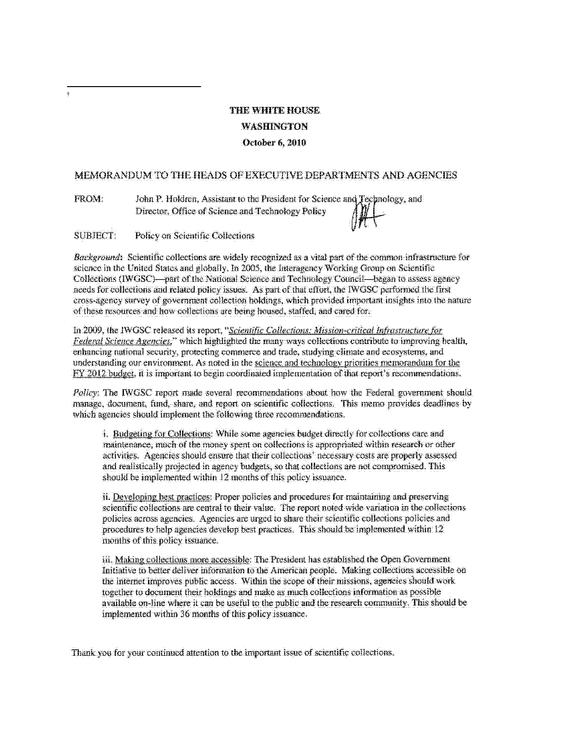†

**THE WHITE HOUSE**

**WASHINGTON**

**October 6, 2010**

MEMORANDUM TO THE HEADS OF EXECUTIVE DEPARTMENTS AND AGENCIES

FROM: John P. Holdren, Assistant to the President for Science and Technology, and Director, Office of Science and Technology Policy

SUBJECT: Policy on Scientific Collections

*Background*: Scientific collections are widely recognized as a vital part of the common infrastructure for science in the United States and globally. In 2005, the Interagency Working Group on Scientific Collections (IWGSC)—part of the National Science and Technology Council—began to assess agency needs for collections and related policy issues. As part of that effort, the IWGSC performed the first cross-agency survey of government collection holdings, which provided important insights into the nature of these resources and how collections are being housed, staffed, and cared for.

In 2009, the IWGSC released its report, "*Scientific Collections: Mission-critical Infrastructure for Federal Science Agencies*," which highlighted the many ways collections contribute to improving health, enhancing national security, protecting commerce and trade, studying climate and ecosystems, and understanding our environment. As noted in the science and technology priorities memorandum for the FY 2012 budget, it is important to begin coordinated implementation of that report's recommendations.

*Policy*: The IWGSC report made several recommendations about how the Federal government should manage, document, fund, share, and report on scientific collections. This memo provides deadlines by which agencies should implement the following three recommendations.

i. Budgeting for Collections: While some agencies budget directly for collections care and maintenance, much of the money spent on collections is appropriated within research or other activities. Agencies should ensure that their collections' necessary costs are properly assessed and realistically projected in agency budgets, so that collections are not compromised. This should be implemented within 12 months of this policy issuance.

ii. Developing best practices: Proper policies and procedures for maintaining and preserving scientific collections are central to their value. The report noted wide variation in the collections policies across agencies. Agencies are urged to share their scientific collections policies and procedures to help agencies develop best practices. This should be implemented within 12 months of this policy issuance.

iii. Making collections more accessible: The President has established the Open Government Initiative to better deliver information to the American people. Making collections accessible on the internet improves public access. Within the scope of their missions, agencies should work together to document their holdings and make as much collections information as possible available on-line where it can be useful to the public and the research community. This should be implemented within 36 months of this policy issuance.

Thank you for your continued attention to the important issue of scientific collections.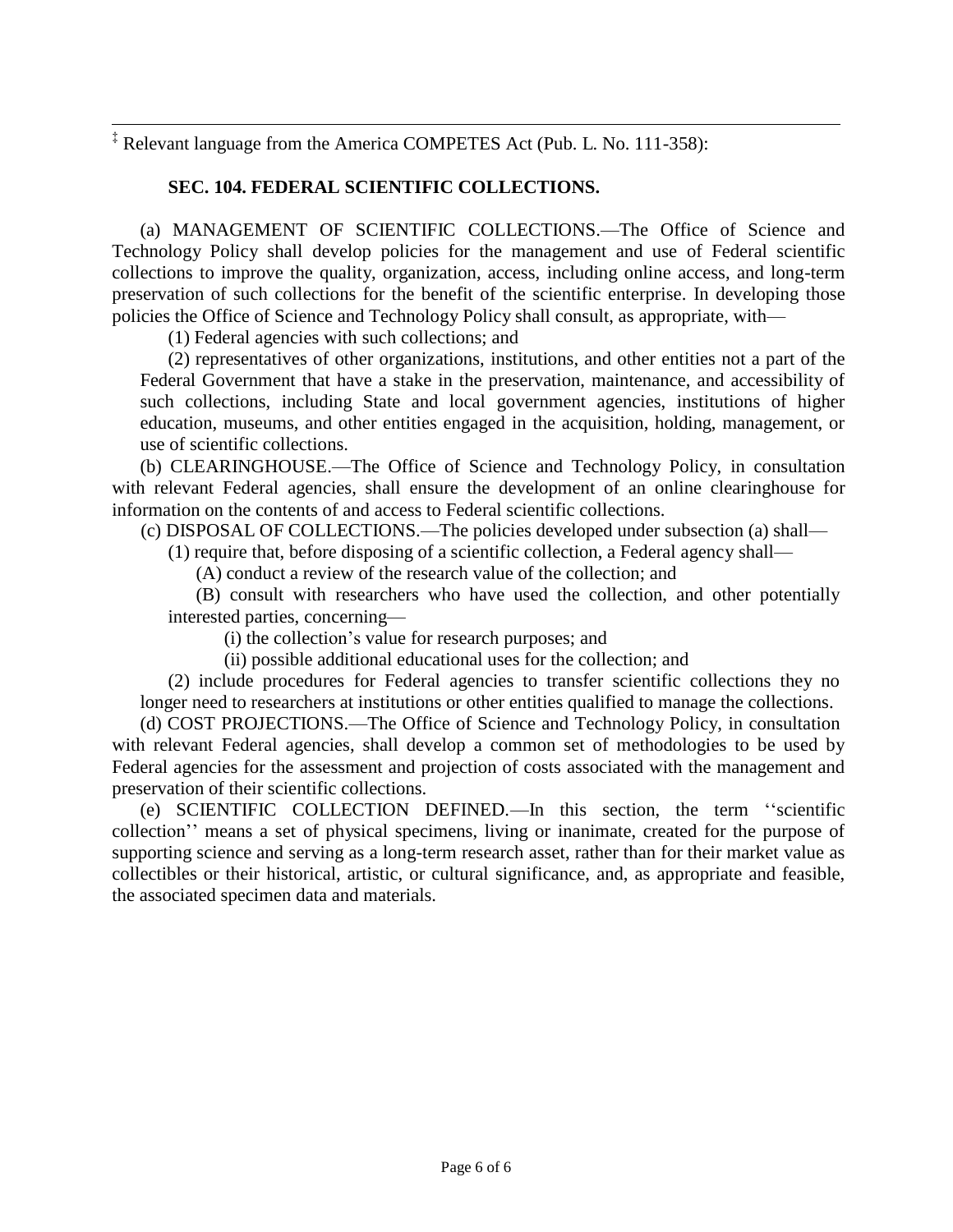‡ Relevant language from the America COMPETES Act (Pub. L. No. 111-358):

**SEC. 104. FEDERAL SCIENTIFIC COLLECTIONS.**

(a) MANAGEMENT OF SCIENTIFIC COLLECTIONS.—The Office of Science and Technology Policy shall develop policies for the management and use of Federal scientific collections to improve the quality, organization, access, including online access, and long-term preservation of such collections for the benefit of the scientific enterprise. In developing those policies the Office of Science and Technology Policy shall consult, as appropriate, with—

(1) Federal agencies with such collections; and

(2) representatives of other organizations, institutions, and other entities not a part of the Federal Government that have a stake in the preservation, maintenance, and accessibility of such collections, including State and local government agencies, institutions of higher education, museums, and other entities engaged in the acquisition, holding, management, or use of scientific collections.

(b) CLEARINGHOUSE.—The Office of Science and Technology Policy, in consultation with relevant Federal agencies, shall ensure the development of an online clearinghouse for information on the contents of and access to Federal scientific collections.

(c) DISPOSAL OF COLLECTIONS.—The policies developed under subsection (a) shall—

(1) require that, before disposing of a scientific collection, a Federal agency shall—

(A) conduct a review of the research value of the collection; and

(B) consult with researchers who have used the collection, and other potentially interested parties, concerning—

(i) the collection's value for research purposes; and

(ii) possible additional educational uses for the collection; and

(2) include procedures for Federal agencies to transfer scientific collections they no longer need to researchers at institutions or other entities qualified to manage the collections.

(d) COST PROJECTIONS.—The Office of Science and Technology Policy, in consultation with relevant Federal agencies, shall develop a common set of methodologies to be used by Federal agencies for the assessment and projection of costs associated with the management and preservation of their scientific collections.

(e) SCIENTIFIC COLLECTION DEFINED.—In this section, the term ''scientific collection'' means a set of physical specimens, living or inanimate, created for the purpose of supporting science and serving as a long-term research asset, rather than for their market value as collectibles or their historical, artistic, or cultural significance, and, as appropriate and feasible, the associated specimen data and materials.